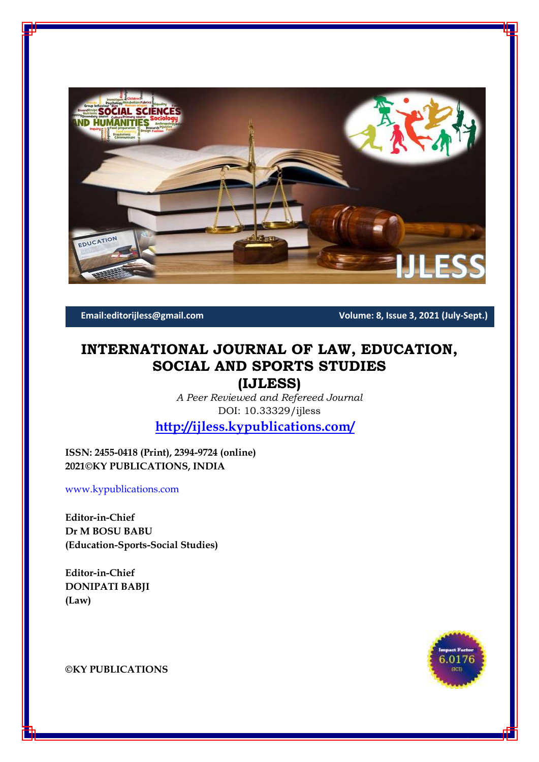Email:editorijless@gmail.com

Volume: 8, Issue 3, 2021 (July-Sept.)

# INTERNATIONAL JOURNAL OF LAW, EDUCATION, SOCIAL AND SPORTS STUDIES (IJLESS)

*A Peer Reviewed and Refereed Journal*

DOI: 10.33329/ijless

**http://ijless.kypublications.com/**

**ISSN: 2455-0418 (Print), 2394-9724 (online)**
**2021©KY PUBLICATIONS, INDIA**

www.kypublications.com

**Editor-in-Chief**
**Dr M BOSU BABU**
**(Education-Sports-Social Studies)**

**Editor-in-Chief**
**DONIPATI BABJI**
**(Law)**

Impact Factor 6.0176 (ICI)

**©KY PUBLICATIONS**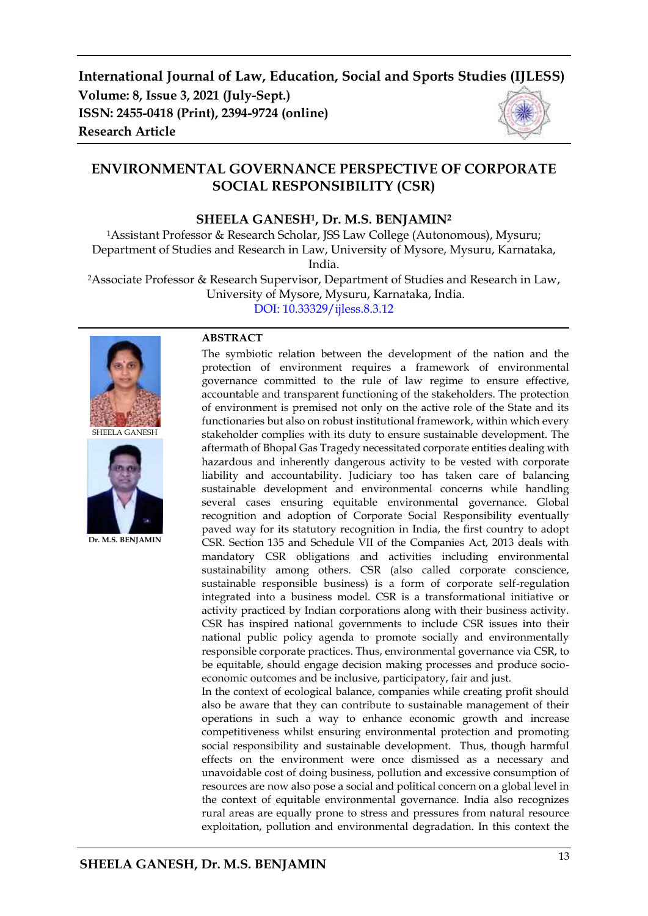International Journal of Law, Education, Social and Sports Studies (IJLESS)
Volume: 8, Issue 3, 2021 (July-Sept.)
ISSN: 2455-0418 (Print), 2394-9724 (online)
Research Article

# ENVIRONMENTAL GOVERNANCE PERSPECTIVE OF CORPORATE SOCIAL RESPONSIBILITY (CSR)

**SHEELA GANESH[1], Dr. M.S. BENJAMIN[2]**

[1]Assistant Professor & Research Scholar, JSS Law College (Autonomous), Mysuru; Department of Studies and Research in Law, University of Mysore, Mysuru, Karnataka, India.

[2]Associate Professor & Research Supervisor, Department of Studies and Research in Law, University of Mysore, Mysuru, Karnataka, India.

DOI: 10.33329/ijless.8.3.12

SHEELA GANESH

Dr. M.S. BENJAMIN

## ABSTRACT

The symbiotic relation between the development of the nation and the protection of environment requires a framework of environmental governance committed to the rule of law regime to ensure effective, accountable and transparent functioning of the stakeholders. The protection of environment is premised not only on the active role of the State and its functionaries but also on robust institutional framework, within which every stakeholder complies with its duty to ensure sustainable development. The aftermath of Bhopal Gas Tragedy necessitated corporate entities dealing with hazardous and inherently dangerous activity to be vested with corporate liability and accountability. Judiciary too has taken care of balancing sustainable development and environmental concerns while handling several cases ensuring equitable environmental governance. Global recognition and adoption of Corporate Social Responsibility eventually paved way for its statutory recognition in India, the first country to adopt CSR. Section 135 and Schedule VII of the Companies Act, 2013 deals with mandatory CSR obligations and activities including environmental sustainability among others. CSR (also called corporate conscience, sustainable responsible business) is a form of corporate self-regulation integrated into a business model. CSR is a transformational initiative or activity practiced by Indian corporations along with their business activity. CSR has inspired national governments to include CSR issues into their national public policy agenda to promote socially and environmentally responsible corporate practices. Thus, environmental governance via CSR, to be equitable, should engage decision making processes and produce socio-economic outcomes and be inclusive, participatory, fair and just.

In the context of ecological balance, companies while creating profit should also be aware that they can contribute to sustainable management of their operations in such a way to enhance economic growth and increase competitiveness whilst ensuring environmental protection and promoting social responsibility and sustainable development. Thus, though harmful effects on the environment were once dismissed as a necessary and unavoidable cost of doing business, pollution and excessive consumption of resources are now also pose a social and political concern on a global level in the context of equitable environmental governance. India also recognizes rural areas are equally prone to stress and pressures from natural resource exploitation, pollution and environmental degradation. In this context the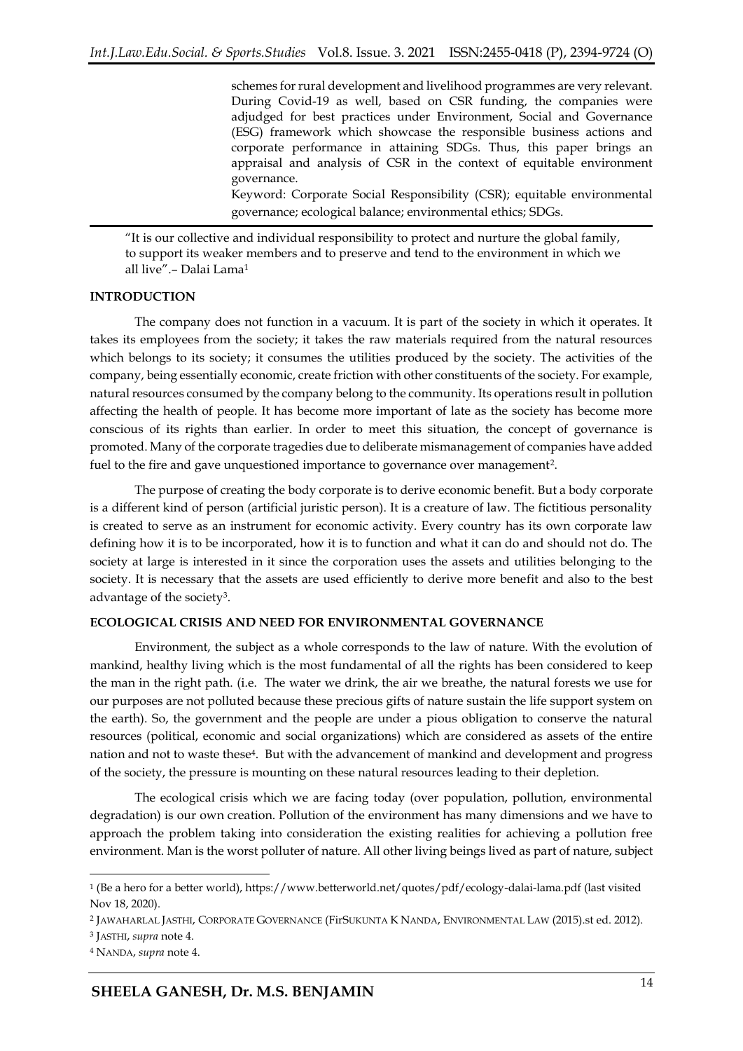schemes for rural development and livelihood programmes are very relevant. During Covid-19 as well, based on CSR funding, the companies were adjudged for best practices under Environment, Social and Governance (ESG) framework which showcase the responsible business actions and corporate performance in attaining SDGs. Thus, this paper brings an appraisal and analysis of CSR in the context of equitable environment governance.

Keyword: Corporate Social Responsibility (CSR); equitable environmental governance; ecological balance; environmental ethics; SDGs.

"It is our collective and individual responsibility to protect and nurture the global family, to support its weaker members and to preserve and tend to the environment in which we all live".– Dalai Lama[1]

## INTRODUCTION

The company does not function in a vacuum. It is part of the society in which it operates. It takes its employees from the society; it takes the raw materials required from the natural resources which belongs to its society; it consumes the utilities produced by the society. The activities of the company, being essentially economic, create friction with other constituents of the society. For example, natural resources consumed by the company belong to the community. Its operations result in pollution affecting the health of people. It has become more important of late as the society has become more conscious of its rights than earlier. In order to meet this situation, the concept of governance is promoted. Many of the corporate tragedies due to deliberate mismanagement of companies have added fuel to the fire and gave unquestioned importance to governance over management[2].

The purpose of creating the body corporate is to derive economic benefit. But a body corporate is a different kind of person (artificial juristic person). It is a creature of law. The fictitious personality is created to serve as an instrument for economic activity. Every country has its own corporate law defining how it is to be incorporated, how it is to function and what it can do and should not do. The society at large is interested in it since the corporation uses the assets and utilities belonging to the society. It is necessary that the assets are used efficiently to derive more benefit and also to the best advantage of the society[3].

## ECOLOGICAL CRISIS AND NEED FOR ENVIRONMENTAL GOVERNANCE

Environment, the subject as a whole corresponds to the law of nature. With the evolution of mankind, healthy living which is the most fundamental of all the rights has been considered to keep the man in the right path. (i.e. The water we drink, the air we breathe, the natural forests we use for our purposes are not polluted because these precious gifts of nature sustain the life support system on the earth). So, the government and the people are under a pious obligation to conserve the natural resources (political, economic and social organizations) which are considered as assets of the entire nation and not to waste these[4]. But with the advancement of mankind and development and progress of the society, the pressure is mounting on these natural resources leading to their depletion.

The ecological crisis which we are facing today (over population, pollution, environmental degradation) is our own creation. Pollution of the environment has many dimensions and we have to approach the problem taking into consideration the existing realities for achieving a pollution free environment. Man is the worst polluter of nature. All other living beings lived as part of nature, subject

---

[1] (Be a hero for a better world), https://www.betterworld.net/quotes/pdf/ecology-dalai-lama.pdf (last visited Nov 18, 2020).

[2] JAWAHARLAL JASTHI, CORPORATE GOVERNANCE (FirSUKUNTA K NANDA, ENVIRONMENTAL LAW (2015).st ed. 2012).

[3] JASTHI, *supra* note 4.

[4] NANDA, *supra* note 4.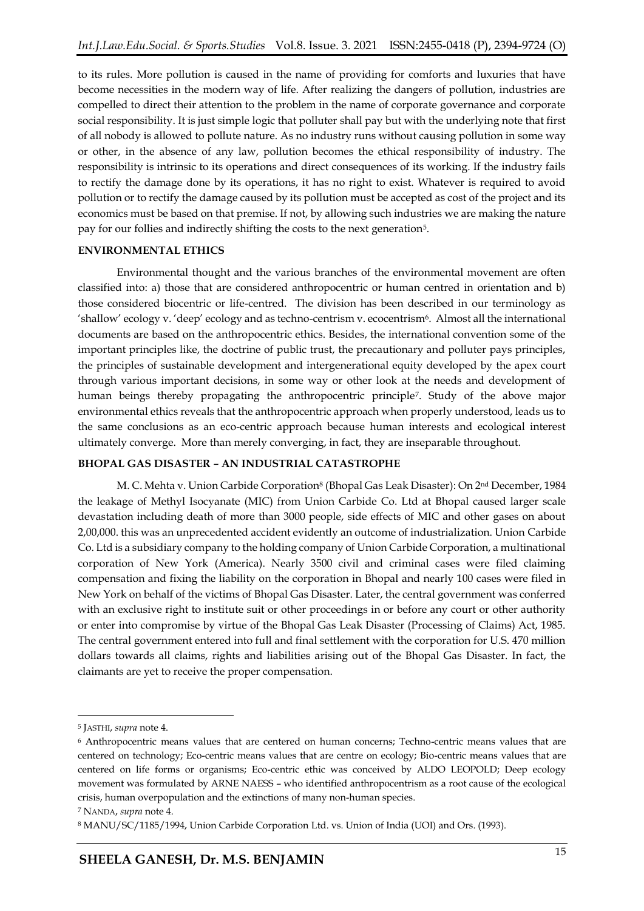to its rules. More pollution is caused in the name of providing for comforts and luxuries that have become necessities in the modern way of life. After realizing the dangers of pollution, industries are compelled to direct their attention to the problem in the name of corporate governance and corporate social responsibility. It is just simple logic that polluter shall pay but with the underlying note that first of all nobody is allowed to pollute nature. As no industry runs without causing pollution in some way or other, in the absence of any law, pollution becomes the ethical responsibility of industry. The responsibility is intrinsic to its operations and direct consequences of its working. If the industry fails to rectify the damage done by its operations, it has no right to exist. Whatever is required to avoid pollution or to rectify the damage caused by its pollution must be accepted as cost of the project and its economics must be based on that premise. If not, by allowing such industries we are making the nature pay for our follies and indirectly shifting the costs to the next generation[5].

## ENVIRONMENTAL ETHICS

Environmental thought and the various branches of the environmental movement are often classified into: a) those that are considered anthropocentric or human centred in orientation and b) those considered biocentric or life-centred. The division has been described in our terminology as 'shallow' ecology v. 'deep' ecology and as techno-centrism v. ecocentrism[6]. Almost all the international documents are based on the anthropocentric ethics. Besides, the international convention some of the important principles like, the doctrine of public trust, the precautionary and polluter pays principles, the principles of sustainable development and intergenerational equity developed by the apex court through various important decisions, in some way or other look at the needs and development of human beings thereby propagating the anthropocentric principle[7]. Study of the above major environmental ethics reveals that the anthropocentric approach when properly understood, leads us to the same conclusions as an eco-centric approach because human interests and ecological interest ultimately converge. More than merely converging, in fact, they are inseparable throughout.

## BHOPAL GAS DISASTER – AN INDUSTRIAL CATASTROPHE

M. C. Mehta v. Union Carbide Corporation[8] (Bhopal Gas Leak Disaster): On 2nd December, 1984 the leakage of Methyl Isocyanate (MIC) from Union Carbide Co. Ltd at Bhopal caused larger scale devastation including death of more than 3000 people, side effects of MIC and other gases on about 2,00,000. this was an unprecedented accident evidently an outcome of industrialization. Union Carbide Co. Ltd is a subsidiary company to the holding company of Union Carbide Corporation, a multinational corporation of New York (America). Nearly 3500 civil and criminal cases were filed claiming compensation and fixing the liability on the corporation in Bhopal and nearly 100 cases were filed in New York on behalf of the victims of Bhopal Gas Disaster. Later, the central government was conferred with an exclusive right to institute suit or other proceedings in or before any court or other authority or enter into compromise by virtue of the Bhopal Gas Leak Disaster (Processing of Claims) Act, 1985. The central government entered into full and final settlement with the corporation for U.S. 470 million dollars towards all claims, rights and liabilities arising out of the Bhopal Gas Disaster. In fact, the claimants are yet to receive the proper compensation.

---

[5] JASTHI, *supra* note 4.

[6] Anthropocentric means values that are centered on human concerns; Techno-centric means values that are centered on technology; Eco-centric means values that are centre on ecology; Bio-centric means values that are centered on life forms or organisms; Eco-centric ethic was conceived by ALDO LEOPOLD; Deep ecology movement was formulated by ARNE NAESS – who identified anthropocentrism as a root cause of the ecological crisis, human overpopulation and the extinctions of many non-human species.

[7] NANDA, *supra* note 4.

[8] MANU/SC/1185/1994, Union Carbide Corporation Ltd. vs. Union of India (UOI) and Ors. (1993).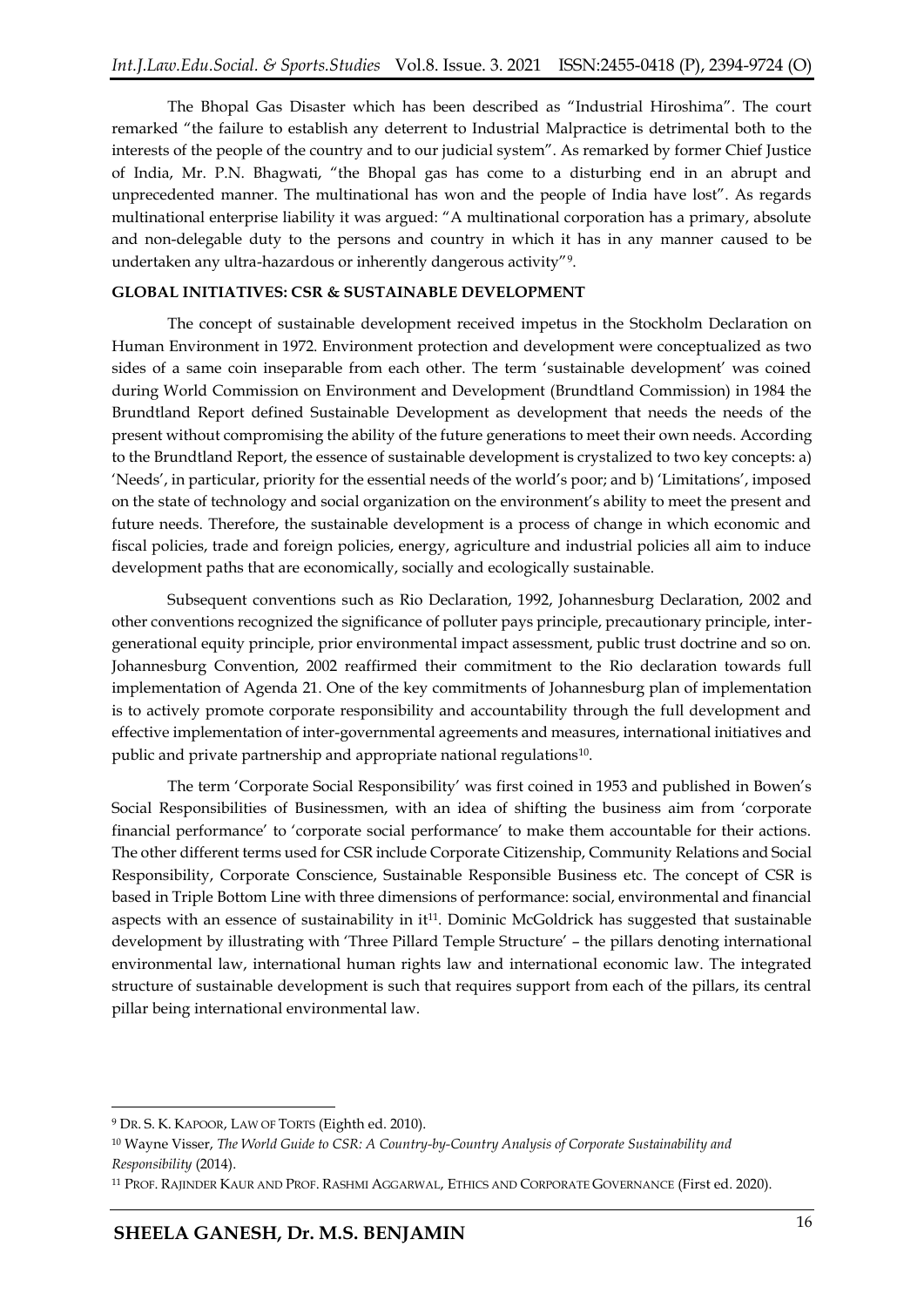The Bhopal Gas Disaster which has been described as "Industrial Hiroshima". The court remarked "the failure to establish any deterrent to Industrial Malpractice is detrimental both to the interests of the people of the country and to our judicial system". As remarked by former Chief Justice of India, Mr. P.N. Bhagwati, "the Bhopal gas has come to a disturbing end in an abrupt and unprecedented manner. The multinational has won and the people of India have lost". As regards multinational enterprise liability it was argued: "A multinational corporation has a primary, absolute and non-delegable duty to the persons and country in which it has in any manner caused to be undertaken any ultra-hazardous or inherently dangerous activity"[9].

**GLOBAL INITIATIVES: CSR & SUSTAINABLE DEVELOPMENT**

The concept of sustainable development received impetus in the Stockholm Declaration on Human Environment in 1972. Environment protection and development were conceptualized as two sides of a same coin inseparable from each other. The term 'sustainable development' was coined during World Commission on Environment and Development (Brundtland Commission) in 1984 the Brundtland Report defined Sustainable Development as development that needs the needs of the present without compromising the ability of the future generations to meet their own needs. According to the Brundtland Report, the essence of sustainable development is crystalized to two key concepts: a) 'Needs', in particular, priority for the essential needs of the world's poor; and b) 'Limitations', imposed on the state of technology and social organization on the environment's ability to meet the present and future needs. Therefore, the sustainable development is a process of change in which economic and fiscal policies, trade and foreign policies, energy, agriculture and industrial policies all aim to induce development paths that are economically, socially and ecologically sustainable.

Subsequent conventions such as Rio Declaration, 1992, Johannesburg Declaration, 2002 and other conventions recognized the significance of polluter pays principle, precautionary principle, inter-generational equity principle, prior environmental impact assessment, public trust doctrine and so on. Johannesburg Convention, 2002 reaffirmed their commitment to the Rio declaration towards full implementation of Agenda 21. One of the key commitments of Johannesburg plan of implementation is to actively promote corporate responsibility and accountability through the full development and effective implementation of inter-governmental agreements and measures, international initiatives and public and private partnership and appropriate national regulations[10].

The term 'Corporate Social Responsibility' was first coined in 1953 and published in Bowen's Social Responsibilities of Businessmen, with an idea of shifting the business aim from 'corporate financial performance' to 'corporate social performance' to make them accountable for their actions. The other different terms used for CSR include Corporate Citizenship, Community Relations and Social Responsibility, Corporate Conscience, Sustainable Responsible Business etc. The concept of CSR is based in Triple Bottom Line with three dimensions of performance: social, environmental and financial aspects with an essence of sustainability in it[11]. Dominic McGoldrick has suggested that sustainable development by illustrating with 'Three Pillard Temple Structure' – the pillars denoting international environmental law, international human rights law and international economic law. The integrated structure of sustainable development is such that requires support from each of the pillars, its central pillar being international environmental law.

---

[9] DR. S. K. KAPOOR, LAW OF TORTS (Eighth ed. 2010).

[10] Wayne Visser, *The World Guide to CSR: A Country-by-Country Analysis of Corporate Sustainability and Responsibility* (2014).

[11] PROF. RAJINDER KAUR AND PROF. RASHMI AGGARWAL, ETHICS AND CORPORATE GOVERNANCE (First ed. 2020).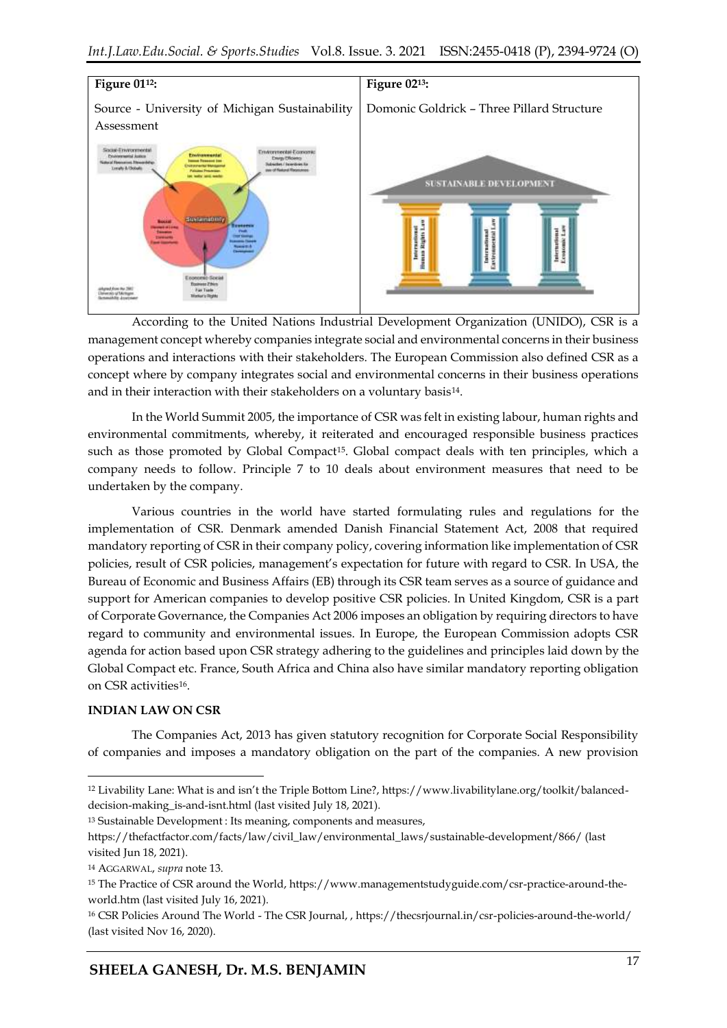| Figure 01[12]: | Figure 02[13]: |
| --- | --- |
| Source - University of Michigan Sustainability Assessment | Domonic Goldrick – Three Pillard Structure |

According to the United Nations Industrial Development Organization (UNIDO), CSR is a management concept whereby companies integrate social and environmental concerns in their business operations and interactions with their stakeholders. The European Commission also defined CSR as a concept where by company integrates social and environmental concerns in their business operations and in their interaction with their stakeholders on a voluntary basis[14].

In the World Summit 2005, the importance of CSR was felt in existing labour, human rights and environmental commitments, whereby, it reiterated and encouraged responsible business practices such as those promoted by Global Compact[15]. Global compact deals with ten principles, which a company needs to follow. Principle 7 to 10 deals about environment measures that need to be undertaken by the company.

Various countries in the world have started formulating rules and regulations for the implementation of CSR. Denmark amended Danish Financial Statement Act, 2008 that required mandatory reporting of CSR in their company policy, covering information like implementation of CSR policies, result of CSR policies, management's expectation for future with regard to CSR. In USA, the Bureau of Economic and Business Affairs (EB) through its CSR team serves as a source of guidance and support for American companies to develop positive CSR policies. In United Kingdom, CSR is a part of Corporate Governance, the Companies Act 2006 imposes an obligation by requiring directors to have regard to community and environmental issues. In Europe, the European Commission adopts CSR agenda for action based upon CSR strategy adhering to the guidelines and principles laid down by the Global Compact etc. France, South Africa and China also have similar mandatory reporting obligation on CSR activities[16].

**INDIAN LAW ON CSR**

The Companies Act, 2013 has given statutory recognition for Corporate Social Responsibility of companies and imposes a mandatory obligation on the part of the companies. A new provision

---

[12] Livability Lane: What is and isn't the Triple Bottom Line?, https://www.livabilitylane.org/toolkit/balanced-decision-making_is-and-isnt.html (last visited July 18, 2021).

[13] Sustainable Development : Its meaning, components and measures, https://thefactfactor.com/facts/law/civil_law/environmental_laws/sustainable-development/866/ (last visited Jun 18, 2021).

[14] AGGARWAL, *supra* note 13.

[15] The Practice of CSR around the World, https://www.managementstudyguide.com/csr-practice-around-the-world.htm (last visited July 16, 2021).

[16] CSR Policies Around The World - The CSR Journal, , https://thecsrjournal.in/csr-policies-around-the-world/ (last visited Nov 16, 2020).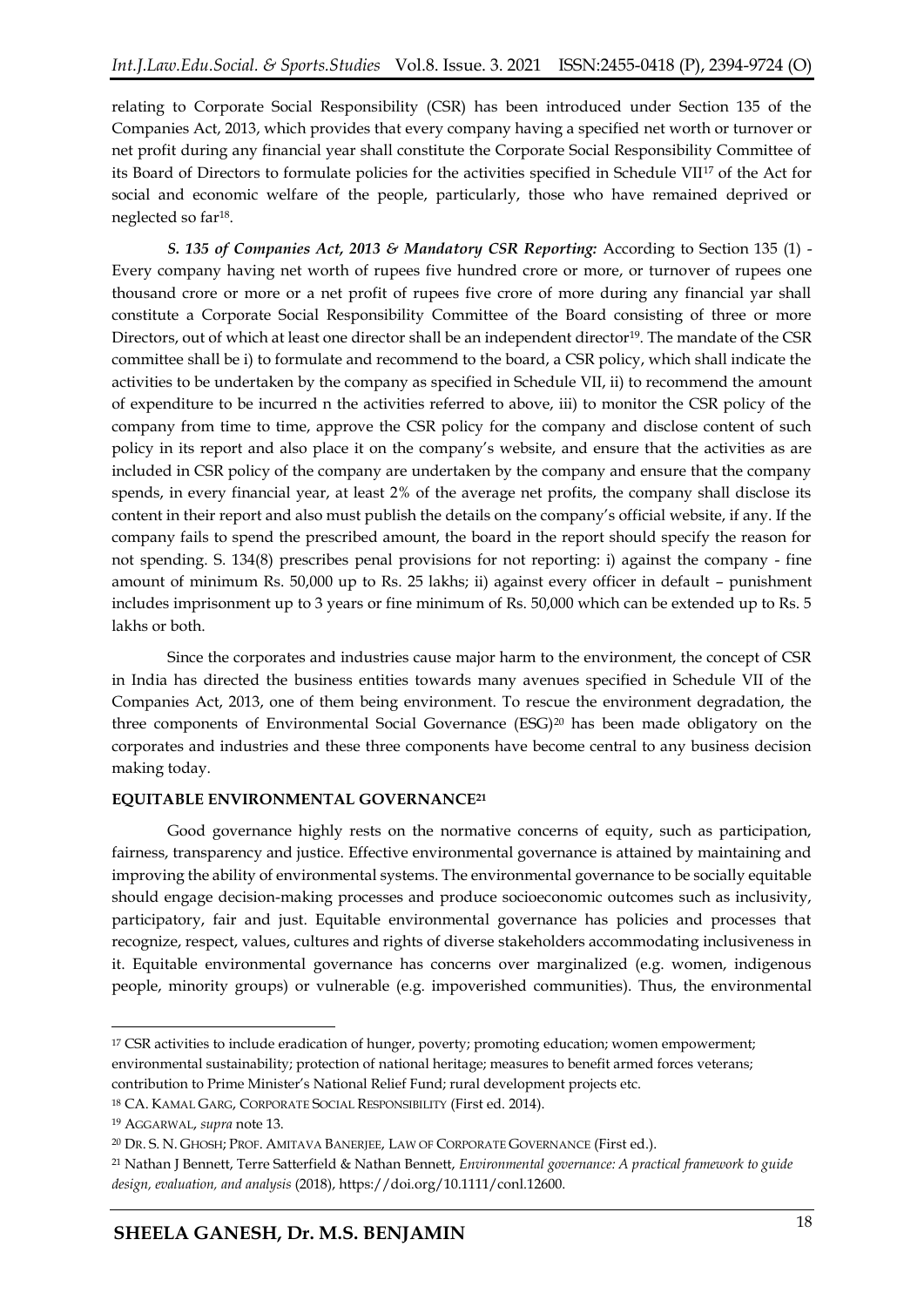relating to Corporate Social Responsibility (CSR) has been introduced under Section 135 of the Companies Act, 2013, which provides that every company having a specified net worth or turnover or net profit during any financial year shall constitute the Corporate Social Responsibility Committee of its Board of Directors to formulate policies for the activities specified in Schedule VII[17] of the Act for social and economic welfare of the people, particularly, those who have remained deprived or neglected so far[18].

***S. 135 of Companies Act, 2013 & Mandatory CSR Reporting:*** According to Section 135 (1) - Every company having net worth of rupees five hundred crore or more, or turnover of rupees one thousand crore or more or a net profit of rupees five crore of more during any financial yar shall constitute a Corporate Social Responsibility Committee of the Board consisting of three or more Directors, out of which at least one director shall be an independent director[19]. The mandate of the CSR committee shall be i) to formulate and recommend to the board, a CSR policy, which shall indicate the activities to be undertaken by the company as specified in Schedule VII, ii) to recommend the amount of expenditure to be incurred n the activities referred to above, iii) to monitor the CSR policy of the company from time to time, approve the CSR policy for the company and disclose content of such policy in its report and also place it on the company's website, and ensure that the activities as are included in CSR policy of the company are undertaken by the company and ensure that the company spends, in every financial year, at least 2% of the average net profits, the company shall disclose its content in their report and also must publish the details on the company's official website, if any. If the company fails to spend the prescribed amount, the board in the report should specify the reason for not spending. S. 134(8) prescribes penal provisions for not reporting: i) against the company - fine amount of minimum Rs. 50,000 up to Rs. 25 lakhs; ii) against every officer in default – punishment includes imprisonment up to 3 years or fine minimum of Rs. 50,000 which can be extended up to Rs. 5 lakhs or both.

Since the corporates and industries cause major harm to the environment, the concept of CSR in India has directed the business entities towards many avenues specified in Schedule VII of the Companies Act, 2013, one of them being environment. To rescue the environment degradation, the three components of Environmental Social Governance (ESG)[20] has been made obligatory on the corporates and industries and these three components have become central to any business decision making today.

**EQUITABLE ENVIRONMENTAL GOVERNANCE[21]**

Good governance highly rests on the normative concerns of equity, such as participation, fairness, transparency and justice. Effective environmental governance is attained by maintaining and improving the ability of environmental systems. The environmental governance to be socially equitable should engage decision-making processes and produce socioeconomic outcomes such as inclusivity, participatory, fair and just. Equitable environmental governance has policies and processes that recognize, respect, values, cultures and rights of diverse stakeholders accommodating inclusiveness in it. Equitable environmental governance has concerns over marginalized (e.g. women, indigenous people, minority groups) or vulnerable (e.g. impoverished communities). Thus, the environmental

---

[17] CSR activities to include eradication of hunger, poverty; promoting education; women empowerment; environmental sustainability; protection of national heritage; measures to benefit armed forces veterans; contribution to Prime Minister's National Relief Fund; rural development projects etc.

[18] CA. KAMAL GARG, CORPORATE SOCIAL RESPONSIBILITY (First ed. 2014).

[19] AGGARWAL, *supra* note 13.

[20] DR. S. N. GHOSH; PROF. AMITAVA BANERJEE, LAW OF CORPORATE GOVERNANCE (First ed.).

[21] Nathan J Bennett, Terre Satterfield & Nathan Bennett, *Environmental governance: A practical framework to guide design, evaluation, and analysis* (2018), https://doi.org/10.1111/conl.12600.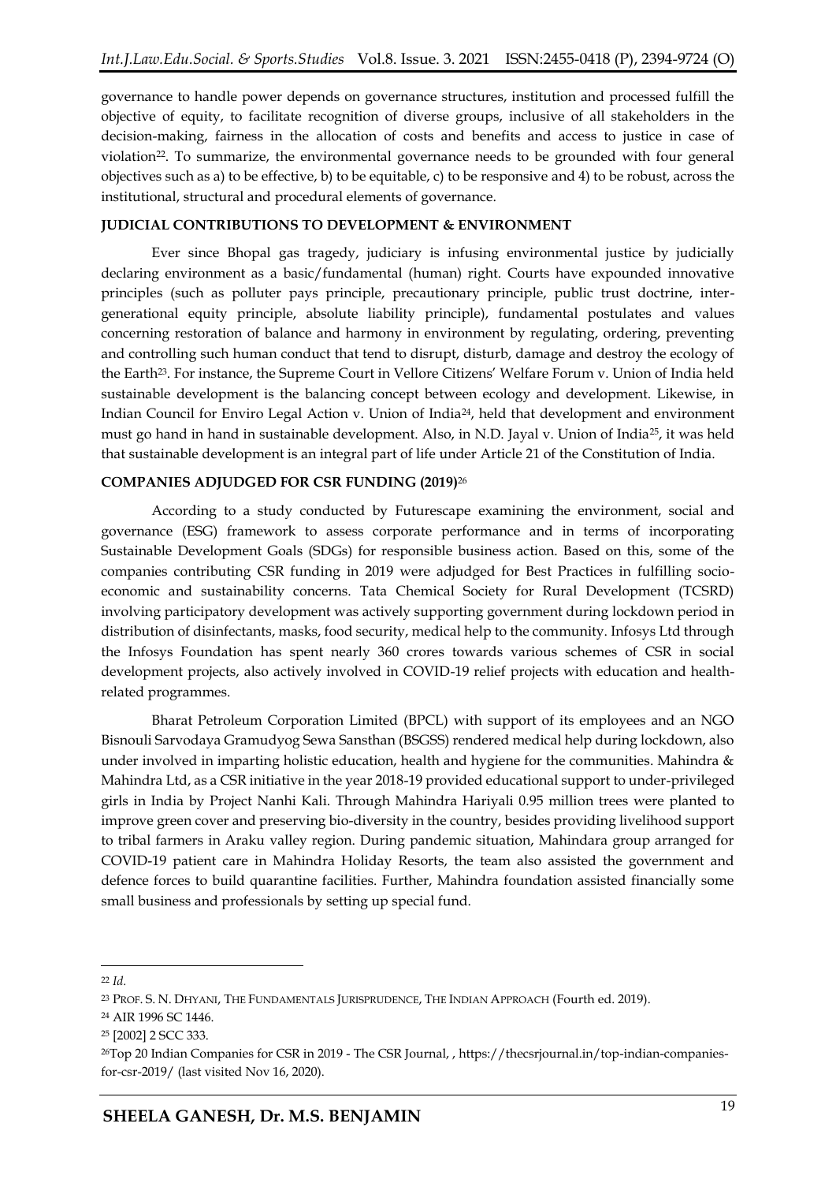governance to handle power depends on governance structures, institution and processed fulfill the objective of equity, to facilitate recognition of diverse groups, inclusive of all stakeholders in the decision-making, fairness in the allocation of costs and benefits and access to justice in case of violation[22]. To summarize, the environmental governance needs to be grounded with four general objectives such as a) to be effective, b) to be equitable, c) to be responsive and 4) to be robust, across the institutional, structural and procedural elements of governance.

**JUDICIAL CONTRIBUTIONS TO DEVELOPMENT & ENVIRONMENT**

Ever since Bhopal gas tragedy, judiciary is infusing environmental justice by judicially declaring environment as a basic/fundamental (human) right. Courts have expounded innovative principles (such as polluter pays principle, precautionary principle, public trust doctrine, inter-generational equity principle, absolute liability principle), fundamental postulates and values concerning restoration of balance and harmony in environment by regulating, ordering, preventing and controlling such human conduct that tend to disrupt, disturb, damage and destroy the ecology of the Earth[23]. For instance, the Supreme Court in Vellore Citizens' Welfare Forum v. Union of India held sustainable development is the balancing concept between ecology and development. Likewise, in Indian Council for Enviro Legal Action v. Union of India[24], held that development and environment must go hand in hand in sustainable development. Also, in N.D. Jayal v. Union of India[25], it was held that sustainable development is an integral part of life under Article 21 of the Constitution of India.

**COMPANIES ADJUDGED FOR CSR FUNDING (2019)**[26]

According to a study conducted by Futurescape examining the environment, social and governance (ESG) framework to assess corporate performance and in terms of incorporating Sustainable Development Goals (SDGs) for responsible business action. Based on this, some of the companies contributing CSR funding in 2019 were adjudged for Best Practices in fulfilling socio-economic and sustainability concerns. Tata Chemical Society for Rural Development (TCSRD) involving participatory development was actively supporting government during lockdown period in distribution of disinfectants, masks, food security, medical help to the community. Infosys Ltd through the Infosys Foundation has spent nearly 360 crores towards various schemes of CSR in social development projects, also actively involved in COVID-19 relief projects with education and health-related programmes.

Bharat Petroleum Corporation Limited (BPCL) with support of its employees and an NGO Bisnouli Sarvodaya Gramudyog Sewa Sansthan (BSGSS) rendered medical help during lockdown, also under involved in imparting holistic education, health and hygiene for the communities. Mahindra & Mahindra Ltd, as a CSR initiative in the year 2018-19 provided educational support to under-privileged girls in India by Project Nanhi Kali. Through Mahindra Hariyali 0.95 million trees were planted to improve green cover and preserving bio-diversity in the country, besides providing livelihood support to tribal farmers in Araku valley region. During pandemic situation, Mahindara group arranged for COVID-19 patient care in Mahindra Holiday Resorts, the team also assisted the government and defence forces to build quarantine facilities. Further, Mahindra foundation assisted financially some small business and professionals by setting up special fund.

---

[22] *Id.*

[23] PROF. S. N. DHYANI, THE FUNDAMENTALS JURISPRUDENCE, THE INDIAN APPROACH (Fourth ed. 2019).

[24] AIR 1996 SC 1446.

[25] [2002] 2 SCC 333.

[26] Top 20 Indian Companies for CSR in 2019 - The CSR Journal, , https://thecsrjournal.in/top-indian-companies-for-csr-2019/ (last visited Nov 16, 2020).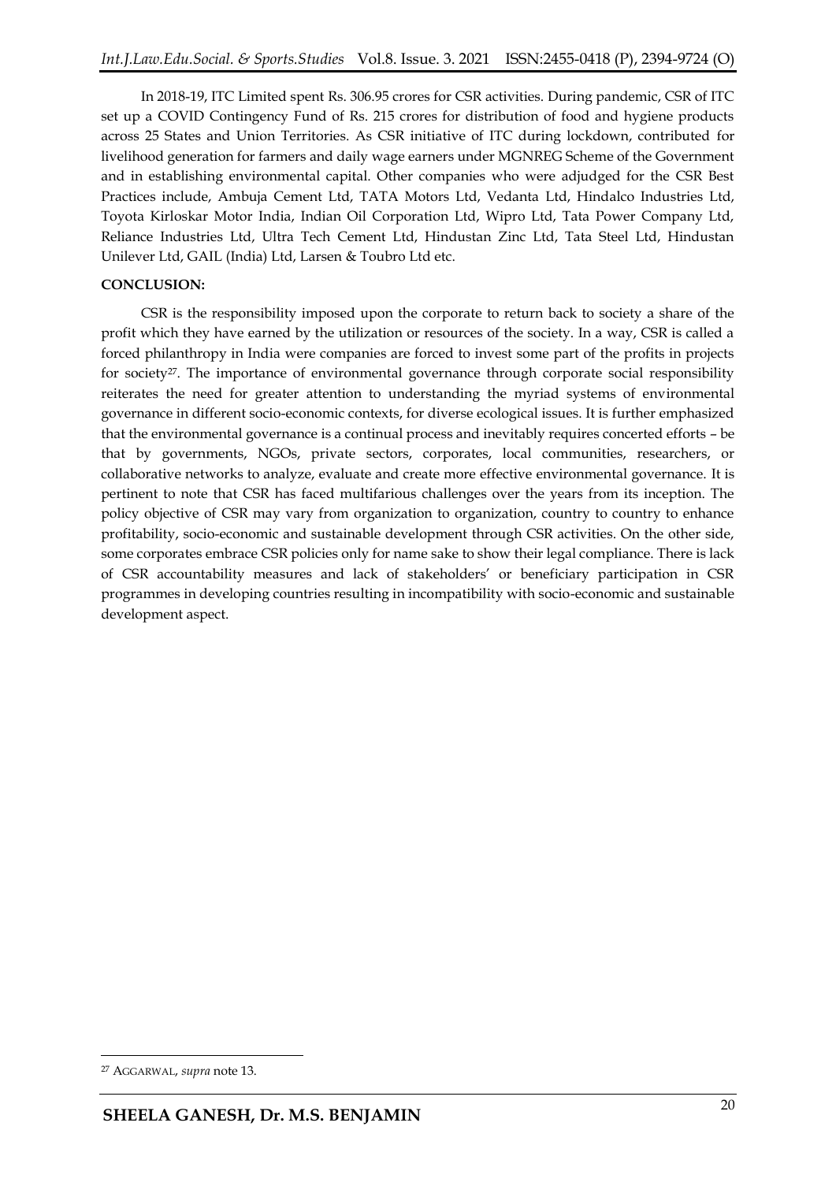In 2018-19, ITC Limited spent Rs. 306.95 crores for CSR activities. During pandemic, CSR of ITC set up a COVID Contingency Fund of Rs. 215 crores for distribution of food and hygiene products across 25 States and Union Territories. As CSR initiative of ITC during lockdown, contributed for livelihood generation for farmers and daily wage earners under MGNREG Scheme of the Government and in establishing environmental capital. Other companies who were adjudged for the CSR Best Practices include, Ambuja Cement Ltd, TATA Motors Ltd, Vedanta Ltd, Hindalco Industries Ltd, Toyota Kirloskar Motor India, Indian Oil Corporation Ltd, Wipro Ltd, Tata Power Company Ltd, Reliance Industries Ltd, Ultra Tech Cement Ltd, Hindustan Zinc Ltd, Tata Steel Ltd, Hindustan Unilever Ltd, GAIL (India) Ltd, Larsen & Toubro Ltd etc.

**CONCLUSION:**

CSR is the responsibility imposed upon the corporate to return back to society a share of the profit which they have earned by the utilization or resources of the society. In a way, CSR is called a forced philanthropy in India were companies are forced to invest some part of the profits in projects for society[27]. The importance of environmental governance through corporate social responsibility reiterates the need for greater attention to understanding the myriad systems of environmental governance in different socio-economic contexts, for diverse ecological issues. It is further emphasized that the environmental governance is a continual process and inevitably requires concerted efforts – be that by governments, NGOs, private sectors, corporates, local communities, researchers, or collaborative networks to analyze, evaluate and create more effective environmental governance. It is pertinent to note that CSR has faced multifarious challenges over the years from its inception. The policy objective of CSR may vary from organization to organization, country to country to enhance profitability, socio-economic and sustainable development through CSR activities. On the other side, some corporates embrace CSR policies only for name sake to show their legal compliance. There is lack of CSR accountability measures and lack of stakeholders' or beneficiary participation in CSR programmes in developing countries resulting in incompatibility with socio-economic and sustainable development aspect.

[27] AGGARWAL, *supra* note 13.